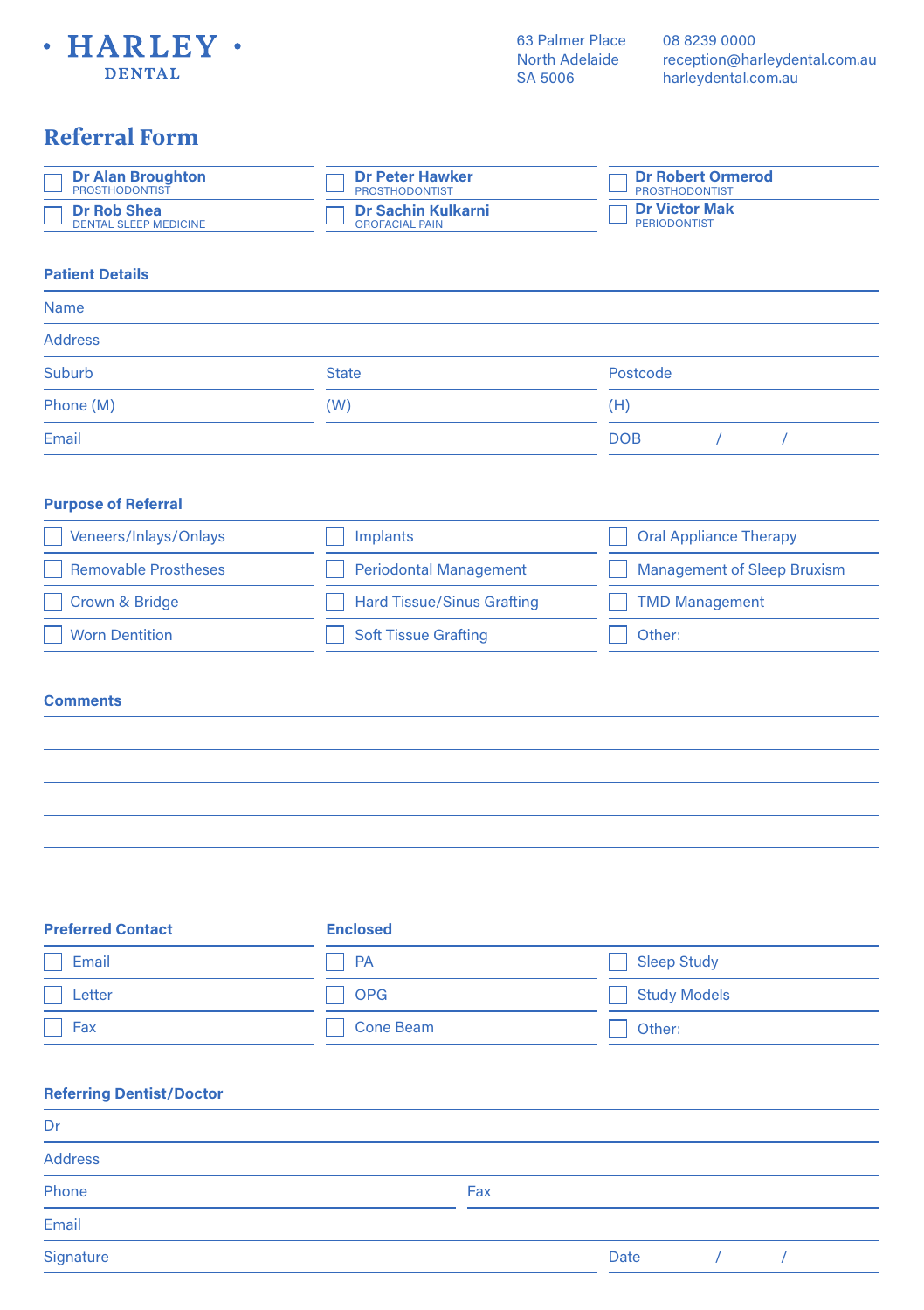# HARLEY DENTAL

63 Palmer Place
North Adelaide
SA 5006

08 8239 0000
reception@harleydental.com.au
harleydental.com.au

## Referral Form

| | | |
|---|---|---|
| ☐ **Dr Alan Broughton** PROSTHODONTIST | ☐ **Dr Peter Hawker** PROSTHODONTIST | ☐ **Dr Robert Ormerod** PROSTHODONTIST |
| ☐ **Dr Rob Shea** DENTAL SLEEP MEDICINE | ☐ **Dr Sachin Kulkarni** OROFACIAL PAIN | ☐ **Dr Victor Mak** PERIODONTIST |

### Patient Details

Name

Address

| | | |
|---|---|---|
| Suburb | State | Postcode |
| Phone (M) | (W) | (H) |
| Email | | DOB / / |

### Purpose of Referral

| | | |
|---|---|---|
| ☐ Veneers/Inlays/Onlays | ☐ Implants | ☐ Oral Appliance Therapy |
| ☐ Removable Prostheses | ☐ Periodontal Management | ☐ Management of Sleep Bruxism |
| ☐ Crown & Bridge | ☐ Hard Tissue/Sinus Grafting | ☐ TMD Management |
| ☐ Worn Dentition | ☐ Soft Tissue Grafting | ☐ Other: |

### Comments

### Preferred Contact

- ☐ Email
- ☐ Letter
- ☐ Fax

### Enclosed

| | |
|---|---|
| ☐ PA | ☐ Sleep Study |
| ☐ OPG | ☐ Study Models |
| ☐ Cone Beam | ☐ Other: |

### Referring Dentist/Doctor

Dr

Address

| | |
|---|---|
| Phone | Fax |

Email

| | |
|---|---|
| Signature | Date / / |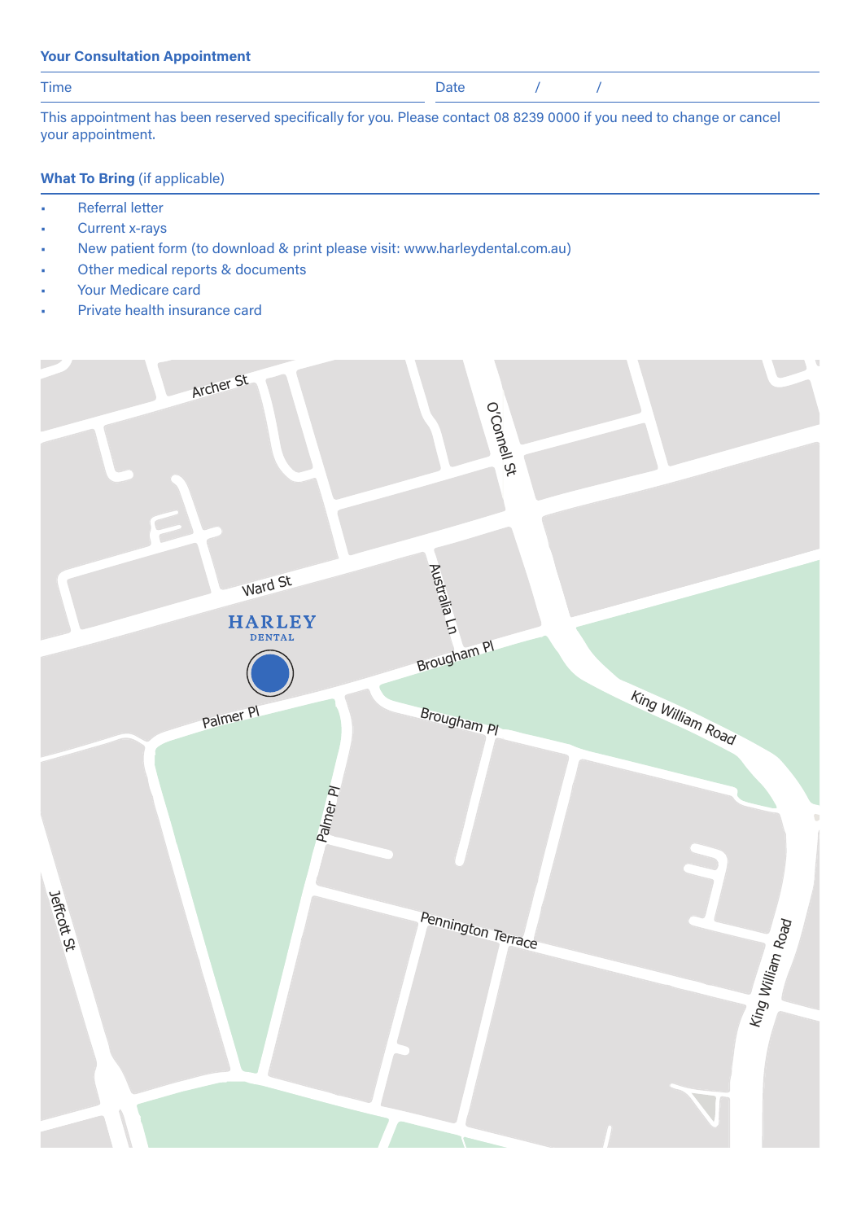**Your Consultation Appointment**

Time Date / /

This appointment has been reserved specifically for you. Please contact 08 8239 0000 if you need to change or cancel your appointment.

**What To Bring** (if applicable)

- Referral letter
- Current x-rays
- New patient form (to download & print please visit: www.harleydental.com.au)
- Other medical reports & documents
- Your Medicare card
- Private health insurance card

Archer St
O'Connell St
Ward St
Australia Ln
HARLEY DENTAL
Brougham Pl
Palmer Pl
Brougham Pl
King William Road
Palmer Pl
Jeffcott St
Pennington Terrace
King William Road